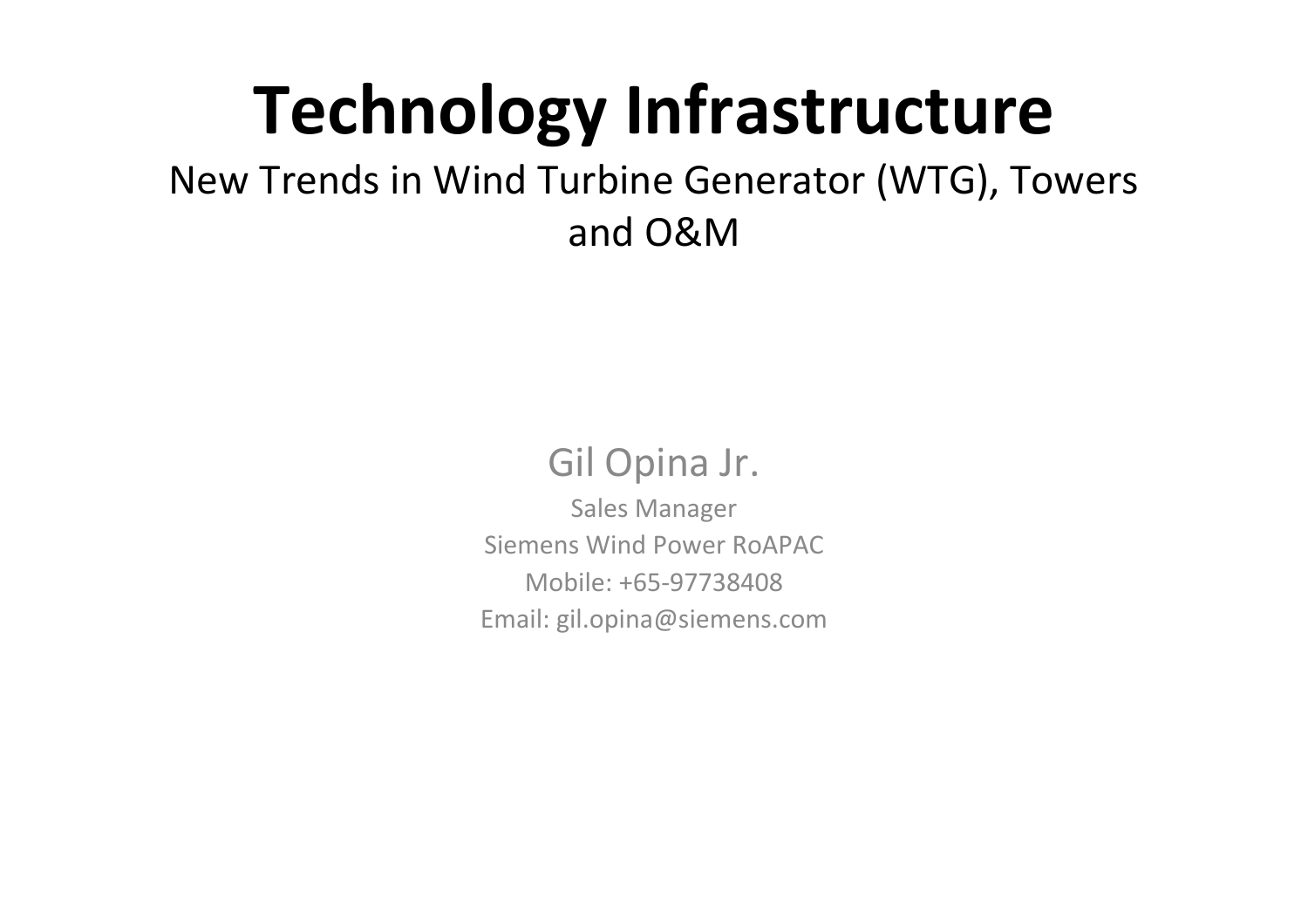# Technology Infrastructure

New Trends in Wind Turbine Generator (WTG), Towers and O&M

Gil Opina Jr.

Sales Manager

Siemens Wind Power RoAPAC

Mobile: +65-97738408

Email: gil.opina@siemens.com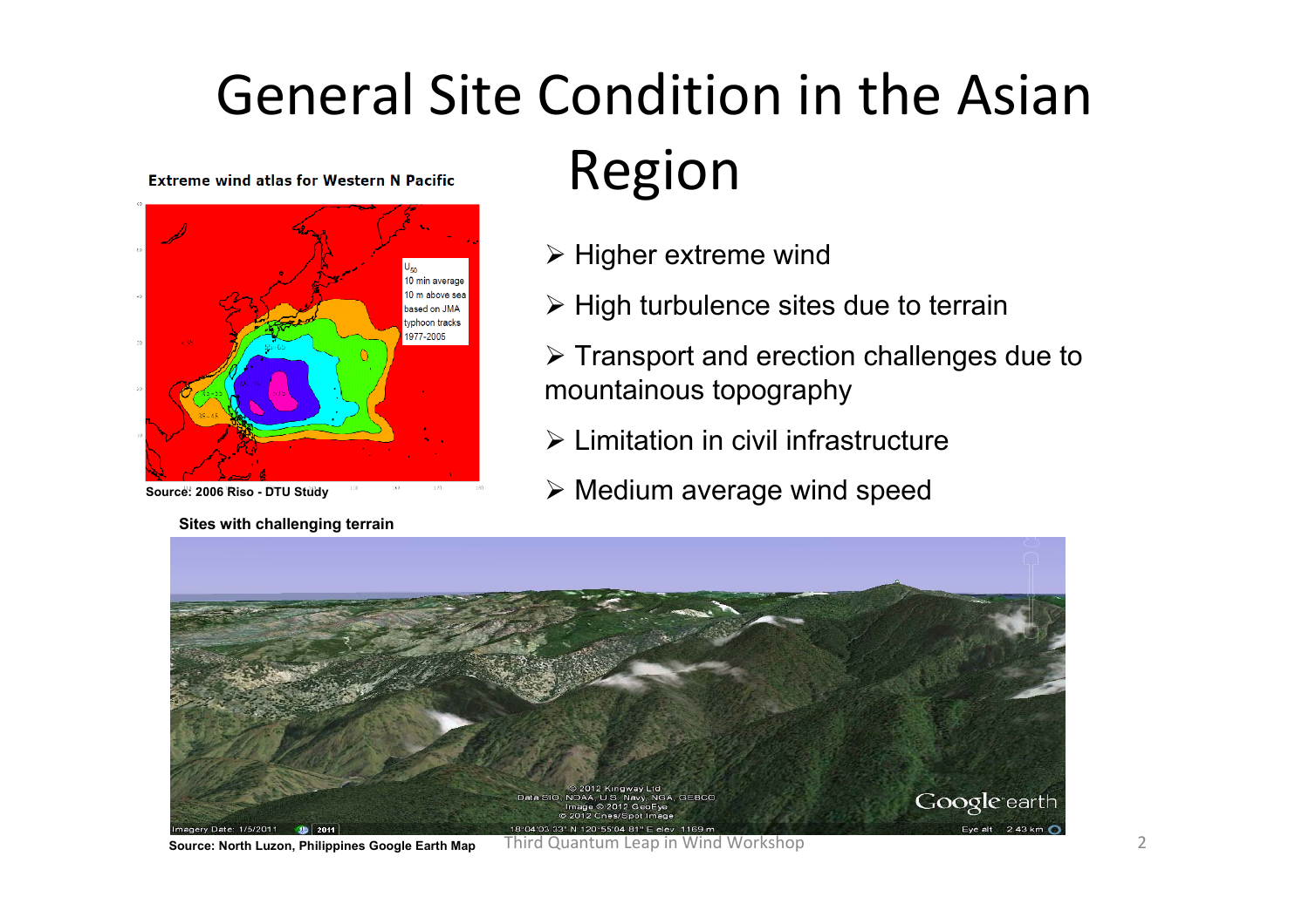# General Site Condition in the Asian Region

**Extreme wind atlas for Western N Pacific**

**Source: 2006 Riso - DTU Study**

- Higher extreme wind
- High turbulence sites due to terrain
- Transport and erection challenges due to mountainous topography
- Limitation in civil infrastructure
- Medium average wind speed

**Sites with challenging terrain**

**Source: North Luzon, Philippines Google Earth Map**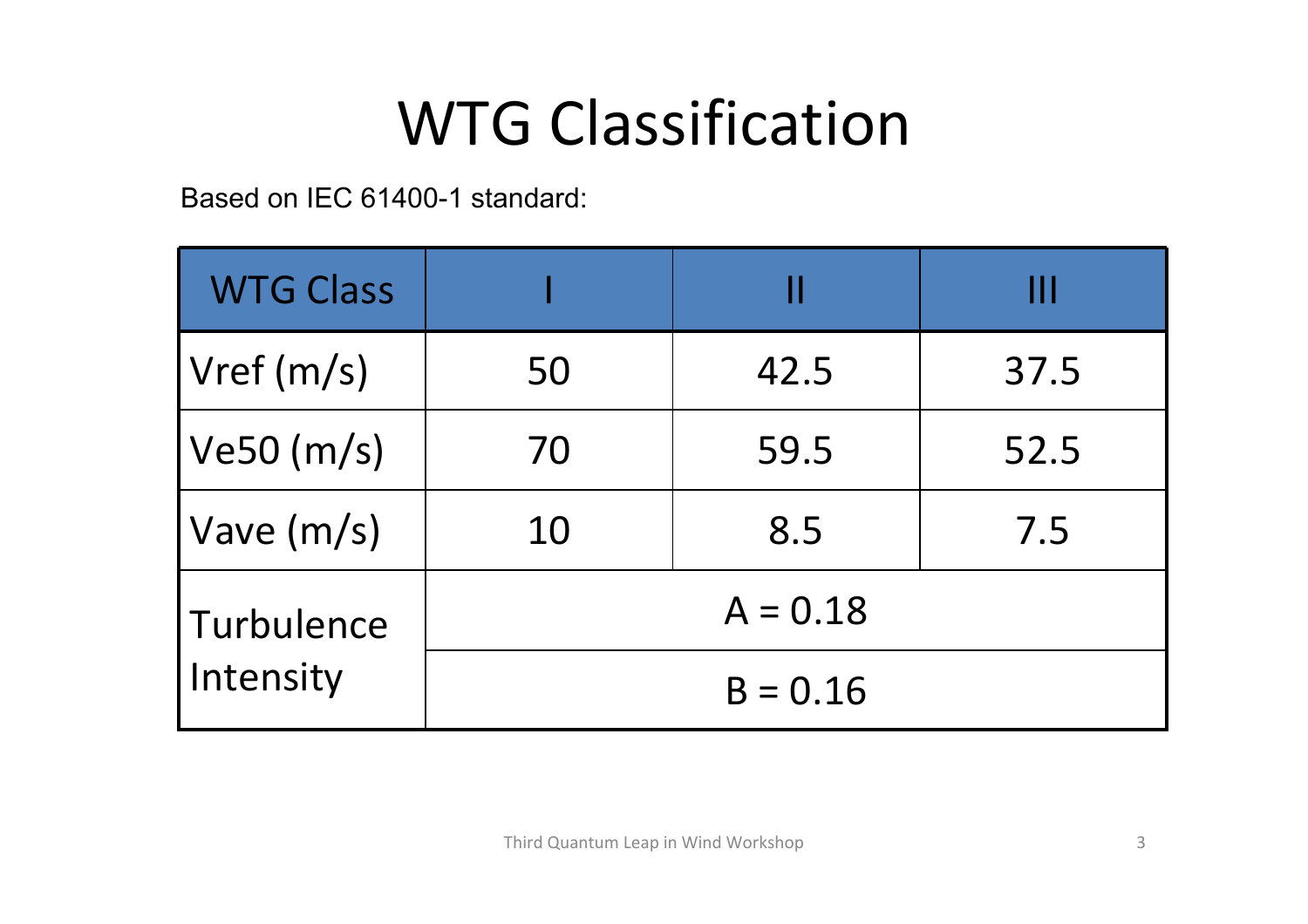# WTG Classification

Based on IEC 61400-1 standard:

| WTG Class | I | II | III |
| --- | --- | --- | --- |
| Vref (m/s) | 50 | 42.5 | 37.5 |
| Ve50 (m/s) | 70 | 59.5 | 52.5 |
| Vave (m/s) | 10 | 8.5 | 7.5 |
| Turbulence Intensity | A = 0.18 | | |
| | B = 0.16 | | |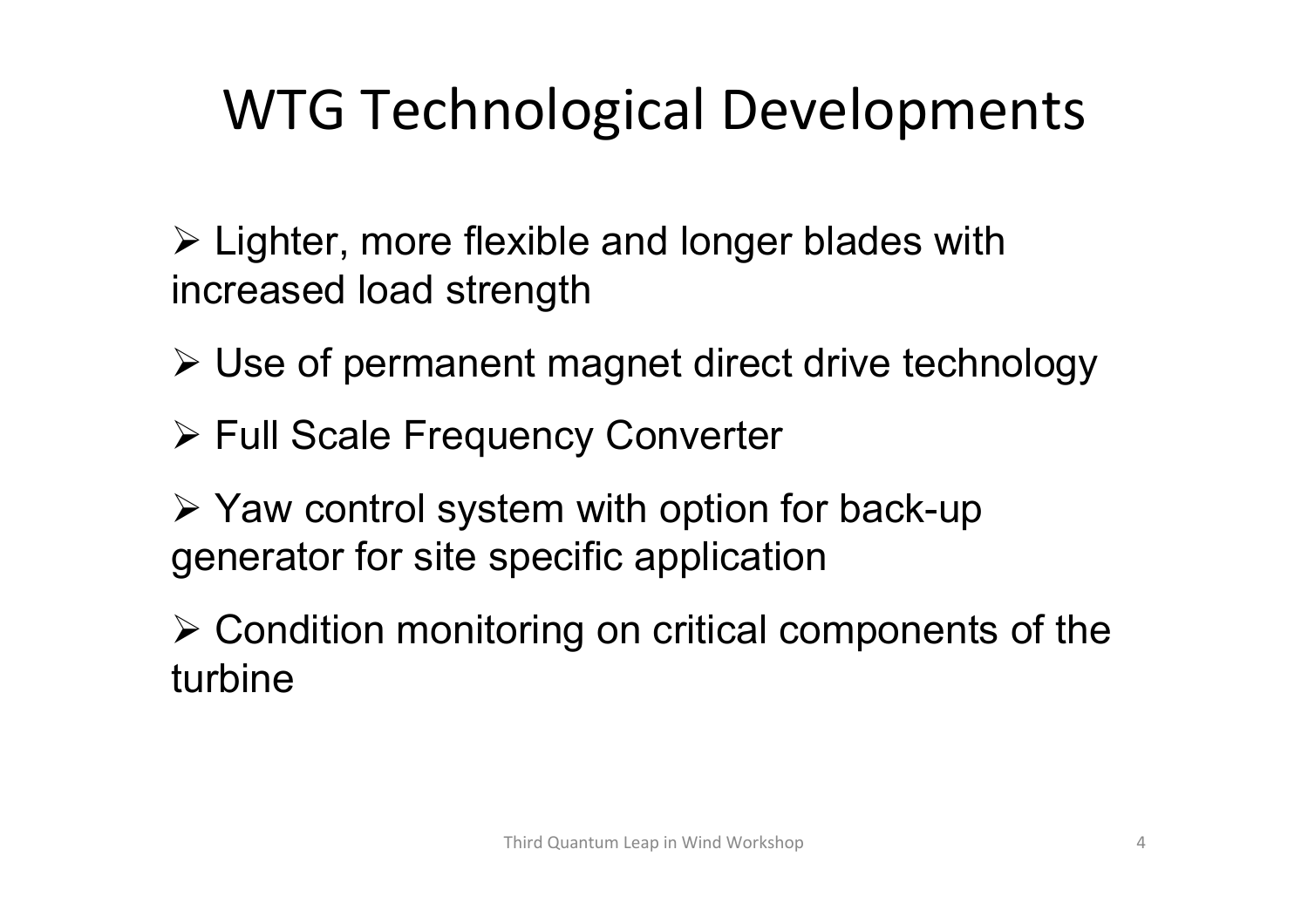# WTG Technological Developments

- Lighter, more flexible and longer blades with increased load strength
- Use of permanent magnet direct drive technology
- Full Scale Frequency Converter
- Yaw control system with option for back-up generator for site specific application
- Condition monitoring on critical components of the turbine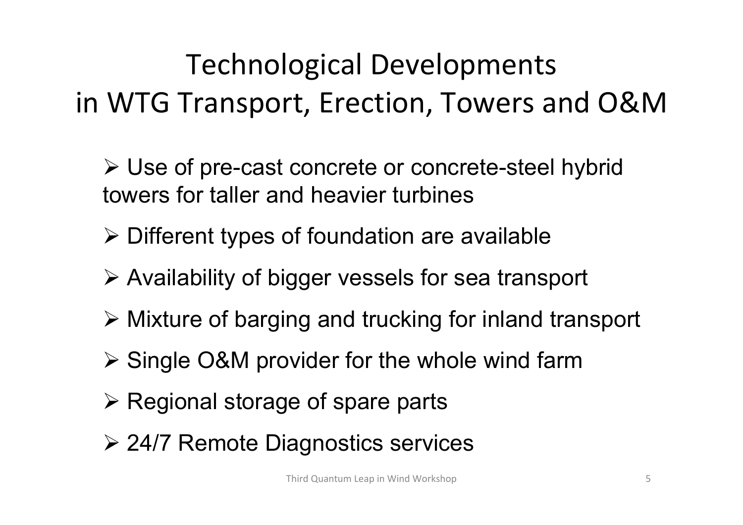# Technological Developments in WTG Transport, Erection, Towers and O&M

- Use of pre-cast concrete or concrete-steel hybrid towers for taller and heavier turbines
- Different types of foundation are available
- Availability of bigger vessels for sea transport
- Mixture of barging and trucking for inland transport
- Single O&M provider for the whole wind farm
- Regional storage of spare parts
- 24/7 Remote Diagnostics services